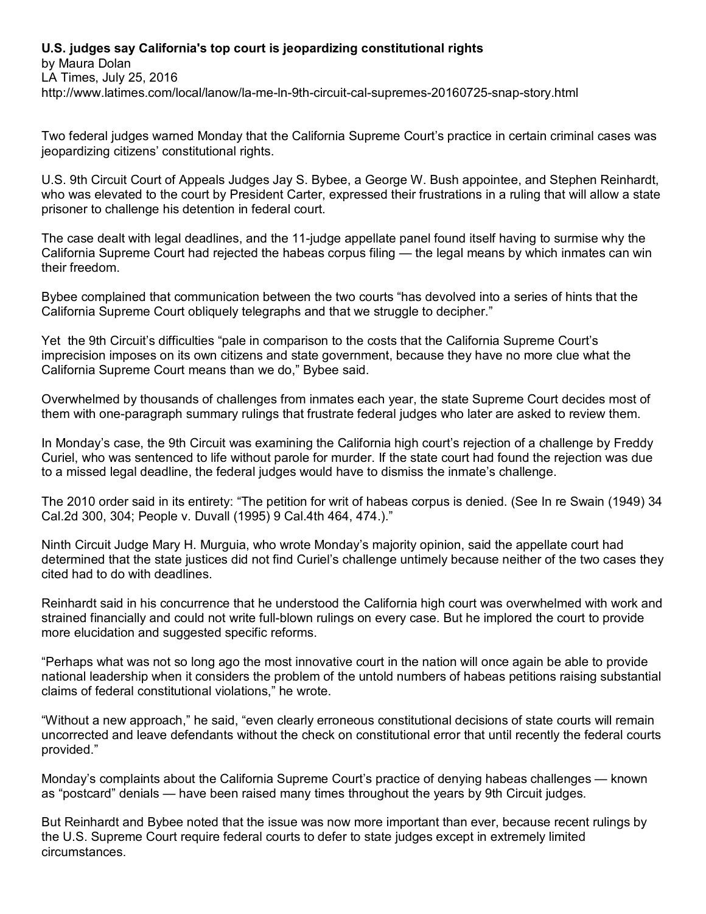**U.S. judges say California's top court is jeopardizing constitutional rights**
by Maura Dolan
LA Times, July 25, 2016
http://www.latimes.com/local/lanow/la-me-ln-9th-circuit-cal-supremes-20160725-snap-story.html

Two federal judges warned Monday that the California Supreme Court's practice in certain criminal cases was jeopardizing citizens' constitutional rights.

U.S. 9th Circuit Court of Appeals Judges Jay S. Bybee, a George W. Bush appointee, and Stephen Reinhardt, who was elevated to the court by President Carter, expressed their frustrations in a ruling that will allow a state prisoner to challenge his detention in federal court.

The case dealt with legal deadlines, and the 11-judge appellate panel found itself having to surmise why the California Supreme Court had rejected the habeas corpus filing — the legal means by which inmates can win their freedom.

Bybee complained that communication between the two courts "has devolved into a series of hints that the California Supreme Court obliquely telegraphs and that we struggle to decipher."

Yet the 9th Circuit's difficulties "pale in comparison to the costs that the California Supreme Court's imprecision imposes on its own citizens and state government, because they have no more clue what the California Supreme Court means than we do," Bybee said.

Overwhelmed by thousands of challenges from inmates each year, the state Supreme Court decides most of them with one-paragraph summary rulings that frustrate federal judges who later are asked to review them.

In Monday's case, the 9th Circuit was examining the California high court's rejection of a challenge by Freddy Curiel, who was sentenced to life without parole for murder. If the state court had found the rejection was due to a missed legal deadline, the federal judges would have to dismiss the inmate's challenge.

The 2010 order said in its entirety: "The petition for writ of habeas corpus is denied. (See In re Swain (1949) 34 Cal.2d 300, 304; People v. Duvall (1995) 9 Cal.4th 464, 474.)."

Ninth Circuit Judge Mary H. Murguia, who wrote Monday's majority opinion, said the appellate court had determined that the state justices did not find Curiel's challenge untimely because neither of the two cases they cited had to do with deadlines.

Reinhardt said in his concurrence that he understood the California high court was overwhelmed with work and strained financially and could not write full-blown rulings on every case. But he implored the court to provide more elucidation and suggested specific reforms.

"Perhaps what was not so long ago the most innovative court in the nation will once again be able to provide national leadership when it considers the problem of the untold numbers of habeas petitions raising substantial claims of federal constitutional violations," he wrote.

"Without a new approach," he said, "even clearly erroneous constitutional decisions of state courts will remain uncorrected and leave defendants without the check on constitutional error that until recently the federal courts provided."

Monday's complaints about the California Supreme Court's practice of denying habeas challenges — known as "postcard" denials — have been raised many times throughout the years by 9th Circuit judges.

But Reinhardt and Bybee noted that the issue was now more important than ever, because recent rulings by the U.S. Supreme Court require federal courts to defer to state judges except in extremely limited circumstances.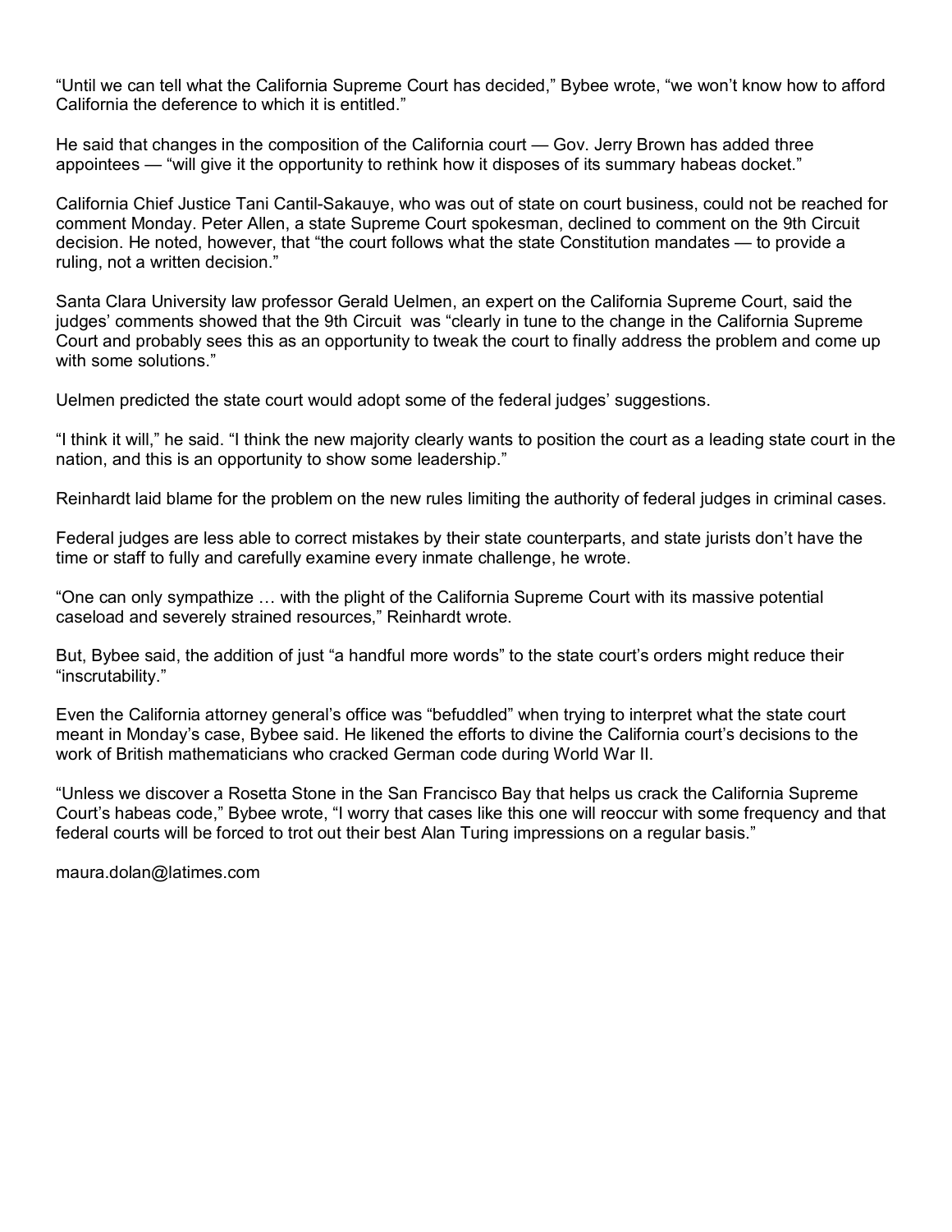"Until we can tell what the California Supreme Court has decided," Bybee wrote, "we won't know how to afford California the deference to which it is entitled."

He said that changes in the composition of the California court — Gov. Jerry Brown has added three appointees — "will give it the opportunity to rethink how it disposes of its summary habeas docket."

California Chief Justice Tani Cantil-Sakauye, who was out of state on court business, could not be reached for comment Monday. Peter Allen, a state Supreme Court spokesman, declined to comment on the 9th Circuit decision. He noted, however, that "the court follows what the state Constitution mandates — to provide a ruling, not a written decision."

Santa Clara University law professor Gerald Uelmen, an expert on the California Supreme Court, said the judges' comments showed that the 9th Circuit was "clearly in tune to the change in the California Supreme Court and probably sees this as an opportunity to tweak the court to finally address the problem and come up with some solutions."

Uelmen predicted the state court would adopt some of the federal judges' suggestions.

"I think it will," he said. "I think the new majority clearly wants to position the court as a leading state court in the nation, and this is an opportunity to show some leadership."

Reinhardt laid blame for the problem on the new rules limiting the authority of federal judges in criminal cases.

Federal judges are less able to correct mistakes by their state counterparts, and state jurists don't have the time or staff to fully and carefully examine every inmate challenge, he wrote.

"One can only sympathize … with the plight of the California Supreme Court with its massive potential caseload and severely strained resources," Reinhardt wrote.

But, Bybee said, the addition of just "a handful more words" to the state court's orders might reduce their "inscrutability."

Even the California attorney general's office was "befuddled" when trying to interpret what the state court meant in Monday's case, Bybee said. He likened the efforts to divine the California court's decisions to the work of British mathematicians who cracked German code during World War II.

"Unless we discover a Rosetta Stone in the San Francisco Bay that helps us crack the California Supreme Court's habeas code," Bybee wrote, "I worry that cases like this one will reoccur with some frequency and that federal courts will be forced to trot out their best Alan Turing impressions on a regular basis."

maura.dolan@latimes.com